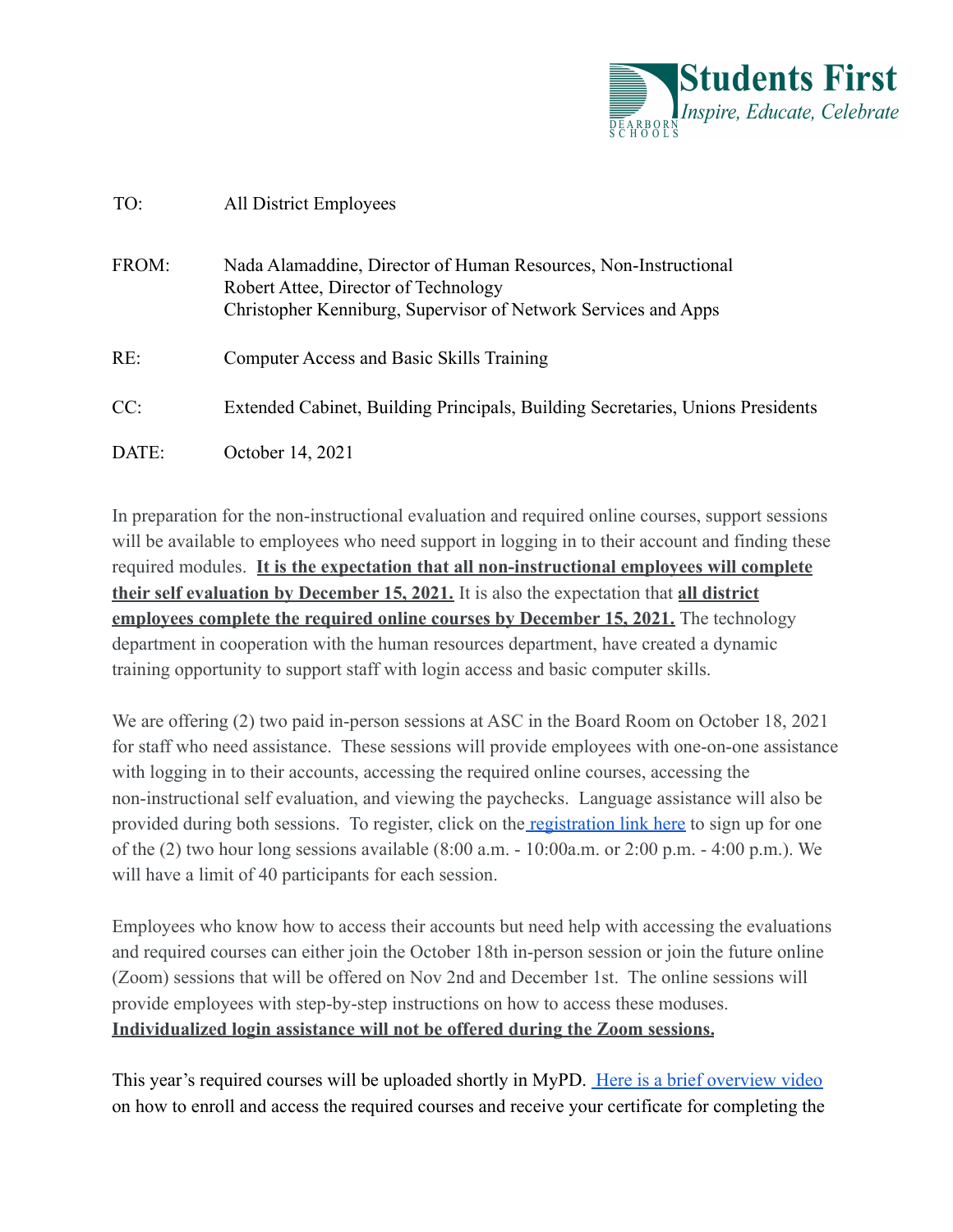Students First
*Inspire, Educate, Celebrate*
DEARBORN SCHOOLS

| | |
|---|---|
| TO: | All District Employees |
| FROM: | Nada Alamaddine, Director of Human Resources, Non-Instructional<br>Robert Attee, Director of Technology<br>Christopher Kenniburg, Supervisor of Network Services and Apps |
| RE: | Computer Access and Basic Skills Training |
| CC: | Extended Cabinet, Building Principals, Building Secretaries, Unions Presidents |
| DATE: | October 14, 2021 |

In preparation for the non-instructional evaluation and required online courses, support sessions will be available to employees who need support in logging in to their account and finding these required modules. **It is the expectation that all non-instructional employees will complete their self evaluation by December 15, 2021.** It is also the expectation that **all district employees complete the required online courses by December 15, 2021.** The technology department in cooperation with the human resources department, have created a dynamic training opportunity to support staff with login access and basic computer skills.

We are offering (2) two paid in-person sessions at ASC in the Board Room on October 18, 2021 for staff who need assistance. These sessions will provide employees with one-on-one assistance with logging in to their accounts, accessing the required online courses, accessing the non-instructional self evaluation, and viewing the paychecks. Language assistance will also be provided during both sessions. To register, click on the registration link here to sign up for one of the (2) two hour long sessions available (8:00 a.m. - 10:00a.m. or 2:00 p.m. - 4:00 p.m.). We will have a limit of 40 participants for each session.

Employees who know how to access their accounts but need help with accessing the evaluations and required courses can either join the October 18th in-person session or join the future online (Zoom) sessions that will be offered on Nov 2nd and December 1st. The online sessions will provide employees with step-by-step instructions on how to access these moduses. **Individualized login assistance will not be offered during the Zoom sessions.**

This year's required courses will be uploaded shortly in MyPD. Here is a brief overview video on how to enroll and access the required courses and receive your certificate for completing the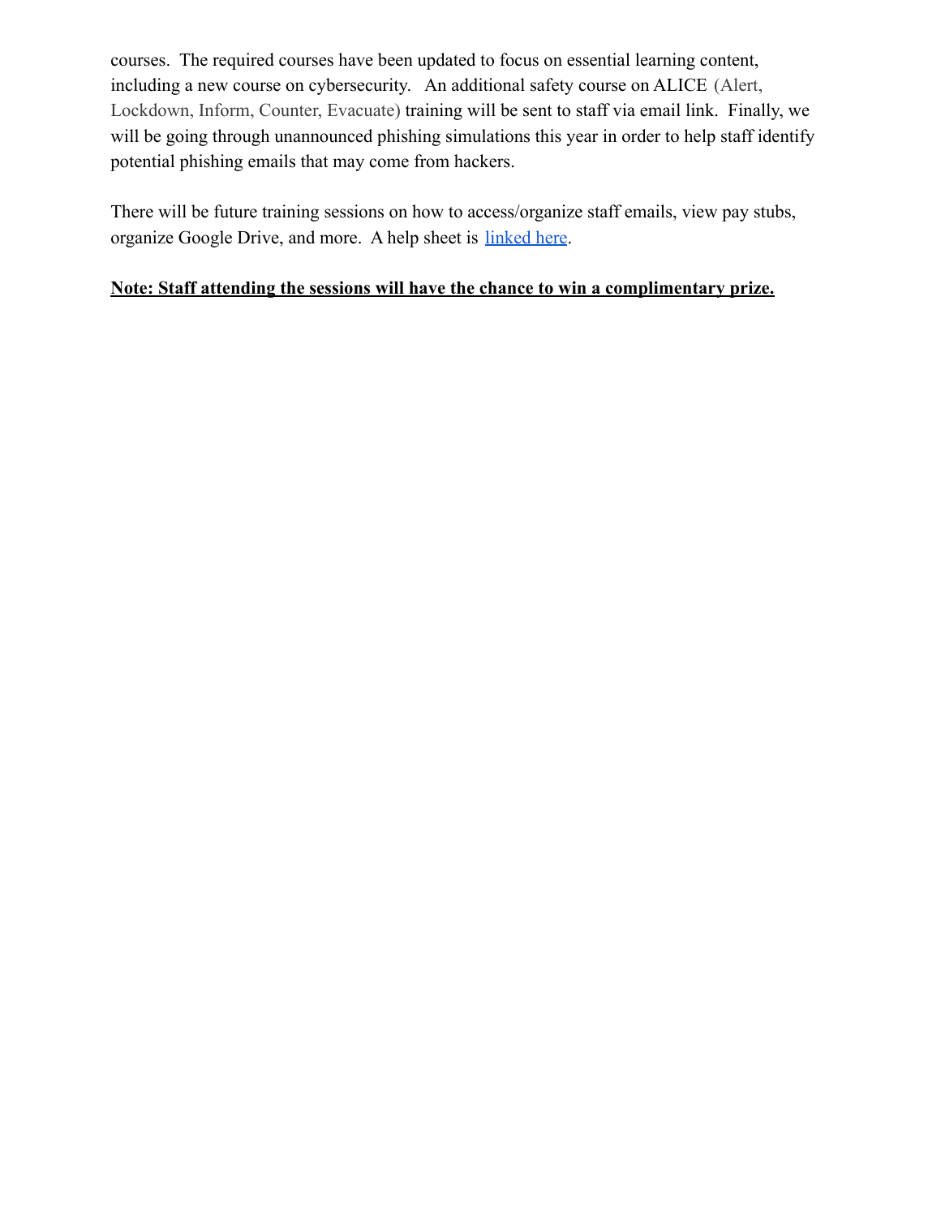courses. The required courses have been updated to focus on essential learning content, including a new course on cybersecurity. An additional safety course on ALICE (Alert, Lockdown, Inform, Counter, Evacuate) training will be sent to staff via email link. Finally, we will be going through unannounced phishing simulations this year in order to help staff identify potential phishing emails that may come from hackers.

There will be future training sessions on how to access/organize staff emails, view pay stubs, organize Google Drive, and more. A help sheet is linked here.

**Note: Staff attending the sessions will have the chance to win a complimentary prize.**